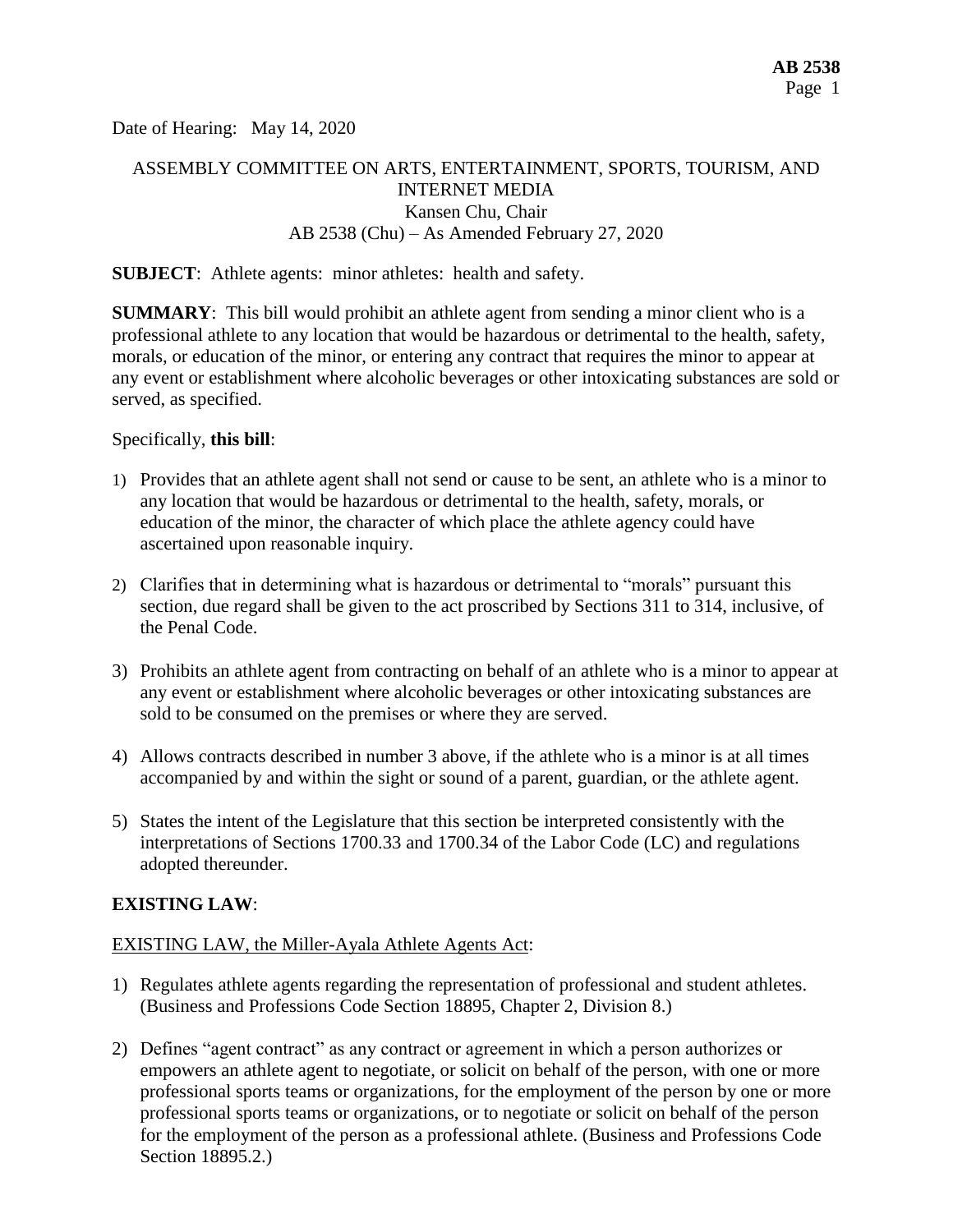Date of Hearing: May 14, 2020

ASSEMBLY COMMITTEE ON ARTS, ENTERTAINMENT, SPORTS, TOURISM, AND INTERNET MEDIA
Kansen Chu, Chair
AB 2538 (Chu) – As Amended February 27, 2020

**SUBJECT**: Athlete agents: minor athletes: health and safety.

**SUMMARY**: This bill would prohibit an athlete agent from sending a minor client who is a professional athlete to any location that would be hazardous or detrimental to the health, safety, morals, or education of the minor, or entering any contract that requires the minor to appear at any event or establishment where alcoholic beverages or other intoxicating substances are sold or served, as specified.

Specifically, **this bill**:

1) Provides that an athlete agent shall not send or cause to be sent, an athlete who is a minor to any location that would be hazardous or detrimental to the health, safety, morals, or education of the minor, the character of which place the athlete agency could have ascertained upon reasonable inquiry.

2) Clarifies that in determining what is hazardous or detrimental to "morals" pursuant this section, due regard shall be given to the act proscribed by Sections 311 to 314, inclusive, of the Penal Code.

3) Prohibits an athlete agent from contracting on behalf of an athlete who is a minor to appear at any event or establishment where alcoholic beverages or other intoxicating substances are sold to be consumed on the premises or where they are served.

4) Allows contracts described in number 3 above, if the athlete who is a minor is at all times accompanied by and within the sight or sound of a parent, guardian, or the athlete agent.

5) States the intent of the Legislature that this section be interpreted consistently with the interpretations of Sections 1700.33 and 1700.34 of the Labor Code (LC) and regulations adopted thereunder.

**EXISTING LAW**:

EXISTING LAW, the Miller-Ayala Athlete Agents Act:

1) Regulates athlete agents regarding the representation of professional and student athletes. (Business and Professions Code Section 18895, Chapter 2, Division 8.)

2) Defines "agent contract" as any contract or agreement in which a person authorizes or empowers an athlete agent to negotiate, or solicit on behalf of the person, with one or more professional sports teams or organizations, for the employment of the person by one or more professional sports teams or organizations, or to negotiate or solicit on behalf of the person for the employment of the person as a professional athlete. (Business and Professions Code Section 18895.2.)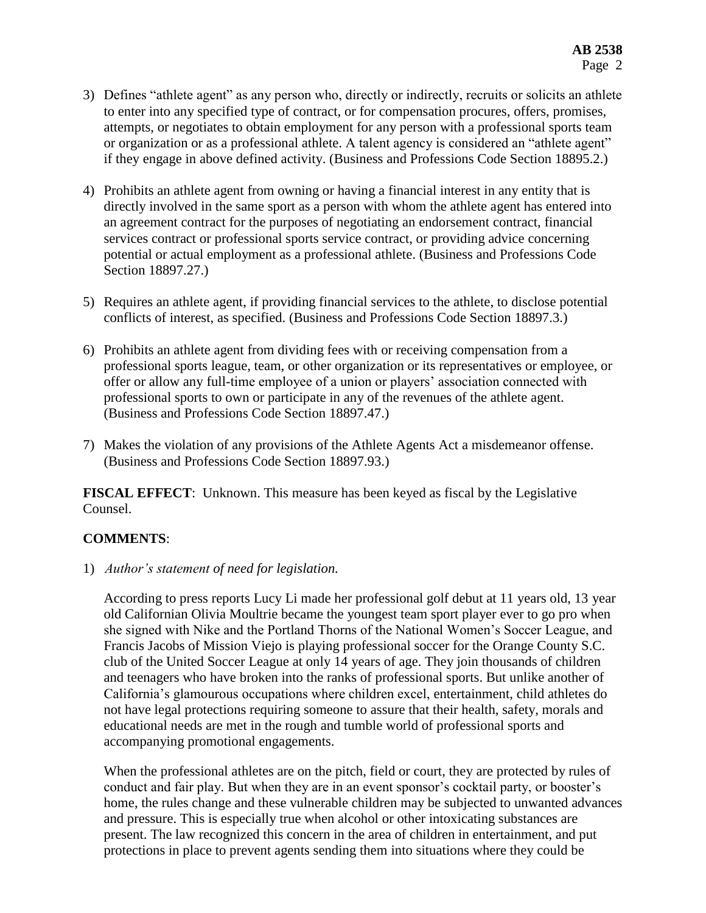3) Defines "athlete agent" as any person who, directly or indirectly, recruits or solicits an athlete to enter into any specified type of contract, or for compensation procures, offers, promises, attempts, or negotiates to obtain employment for any person with a professional sports team or organization or as a professional athlete. A talent agency is considered an "athlete agent" if they engage in above defined activity. (Business and Professions Code Section 18895.2.)

4) Prohibits an athlete agent from owning or having a financial interest in any entity that is directly involved in the same sport as a person with whom the athlete agent has entered into an agreement contract for the purposes of negotiating an endorsement contract, financial services contract or professional sports service contract, or providing advice concerning potential or actual employment as a professional athlete. (Business and Professions Code Section 18897.27.)

5) Requires an athlete agent, if providing financial services to the athlete, to disclose potential conflicts of interest, as specified. (Business and Professions Code Section 18897.3.)

6) Prohibits an athlete agent from dividing fees with or receiving compensation from a professional sports league, team, or other organization or its representatives or employee, or offer or allow any full-time employee of a union or players' association connected with professional sports to own or participate in any of the revenues of the athlete agent. (Business and Professions Code Section 18897.47.)

7) Makes the violation of any provisions of the Athlete Agents Act a misdemeanor offense. (Business and Professions Code Section 18897.93.)

**FISCAL EFFECT**: Unknown. This measure has been keyed as fiscal by the Legislative Counsel.

**COMMENTS**:

1) *Author's statement of need for legislation.*

According to press reports Lucy Li made her professional golf debut at 11 years old, 13 year old Californian Olivia Moultrie became the youngest team sport player ever to go pro when she signed with Nike and the Portland Thorns of the National Women's Soccer League, and Francis Jacobs of Mission Viejo is playing professional soccer for the Orange County S.C. club of the United Soccer League at only 14 years of age. They join thousands of children and teenagers who have broken into the ranks of professional sports. But unlike another of California's glamourous occupations where children excel, entertainment, child athletes do not have legal protections requiring someone to assure that their health, safety, morals and educational needs are met in the rough and tumble world of professional sports and accompanying promotional engagements.

When the professional athletes are on the pitch, field or court, they are protected by rules of conduct and fair play. But when they are in an event sponsor's cocktail party, or booster's home, the rules change and these vulnerable children may be subjected to unwanted advances and pressure. This is especially true when alcohol or other intoxicating substances are present. The law recognized this concern in the area of children in entertainment, and put protections in place to prevent agents sending them into situations where they could be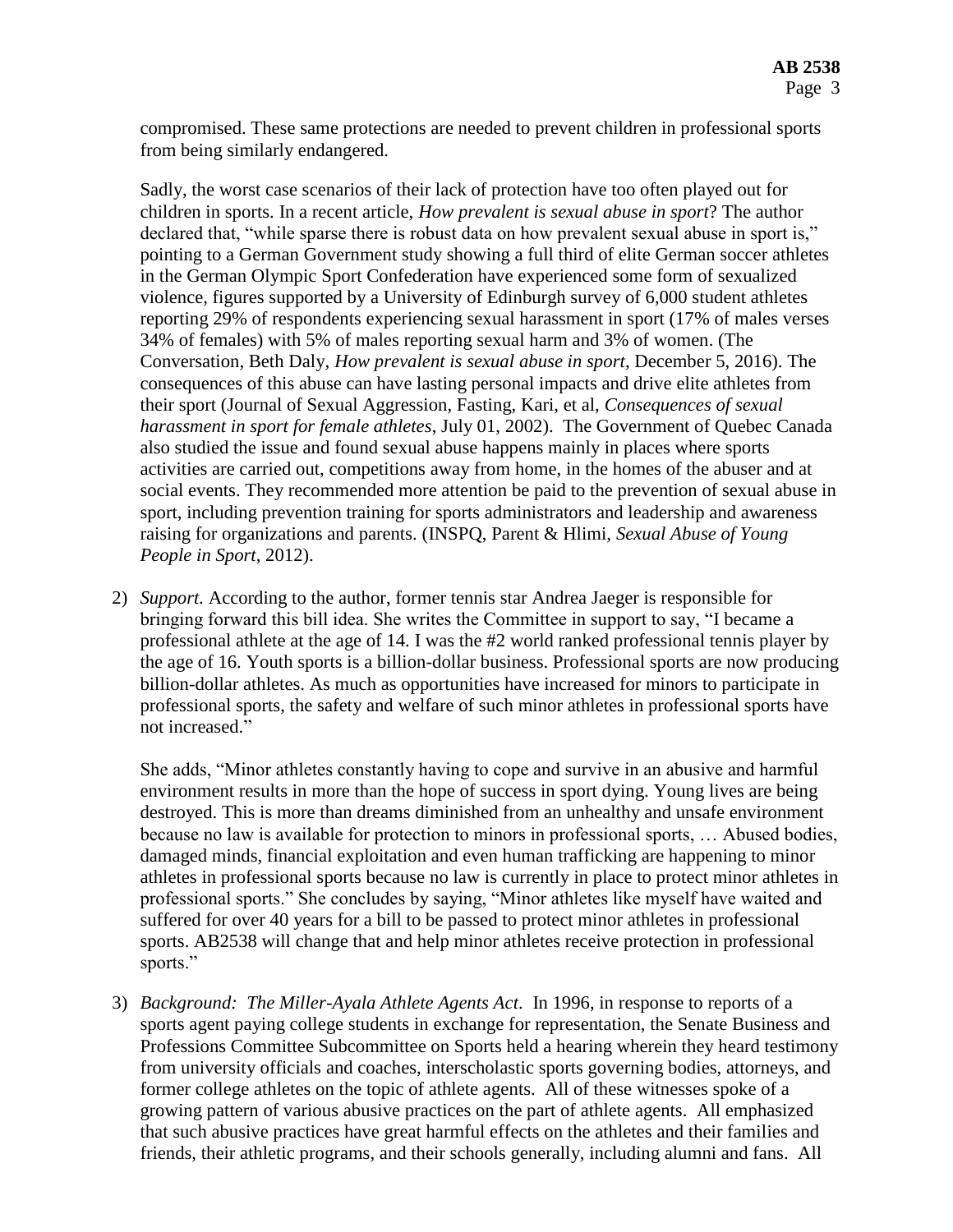compromised. These same protections are needed to prevent children in professional sports from being similarly endangered.

Sadly, the worst case scenarios of their lack of protection have too often played out for children in sports. In a recent article, *How prevalent is sexual abuse in sport*? The author declared that, "while sparse there is robust data on how prevalent sexual abuse in sport is," pointing to a German Government study showing a full third of elite German soccer athletes in the German Olympic Sport Confederation have experienced some form of sexualized violence, figures supported by a University of Edinburgh survey of 6,000 student athletes reporting 29% of respondents experiencing sexual harassment in sport (17% of males verses 34% of females) with 5% of males reporting sexual harm and 3% of women. (The Conversation, Beth Daly, *How prevalent is sexual abuse in sport*, December 5, 2016). The consequences of this abuse can have lasting personal impacts and drive elite athletes from their sport (Journal of Sexual Aggression, Fasting, Kari, et al, *Consequences of sexual harassment in sport for female athletes*, July 01, 2002). The Government of Quebec Canada also studied the issue and found sexual abuse happens mainly in places where sports activities are carried out, competitions away from home, in the homes of the abuser and at social events. They recommended more attention be paid to the prevention of sexual abuse in sport, including prevention training for sports administrators and leadership and awareness raising for organizations and parents. (INSPQ, Parent & Hlimi, *Sexual Abuse of Young People in Sport*, 2012).

2) *Support.* According to the author, former tennis star Andrea Jaeger is responsible for bringing forward this bill idea. She writes the Committee in support to say, "I became a professional athlete at the age of 14. I was the #2 world ranked professional tennis player by the age of 16. Youth sports is a billion-dollar business. Professional sports are now producing billion-dollar athletes. As much as opportunities have increased for minors to participate in professional sports, the safety and welfare of such minor athletes in professional sports have not increased."

   She adds, "Minor athletes constantly having to cope and survive in an abusive and harmful environment results in more than the hope of success in sport dying. Young lives are being destroyed. This is more than dreams diminished from an unhealthy and unsafe environment because no law is available for protection to minors in professional sports, … Abused bodies, damaged minds, financial exploitation and even human trafficking are happening to minor athletes in professional sports because no law is currently in place to protect minor athletes in professional sports." She concludes by saying, "Minor athletes like myself have waited and suffered for over 40 years for a bill to be passed to protect minor athletes in professional sports. AB2538 will change that and help minor athletes receive protection in professional sports."

3) *Background: The Miller-Ayala Athlete Agents Act*. In 1996, in response to reports of a sports agent paying college students in exchange for representation, the Senate Business and Professions Committee Subcommittee on Sports held a hearing wherein they heard testimony from university officials and coaches, interscholastic sports governing bodies, attorneys, and former college athletes on the topic of athlete agents. All of these witnesses spoke of a growing pattern of various abusive practices on the part of athlete agents. All emphasized that such abusive practices have great harmful effects on the athletes and their families and friends, their athletic programs, and their schools generally, including alumni and fans. All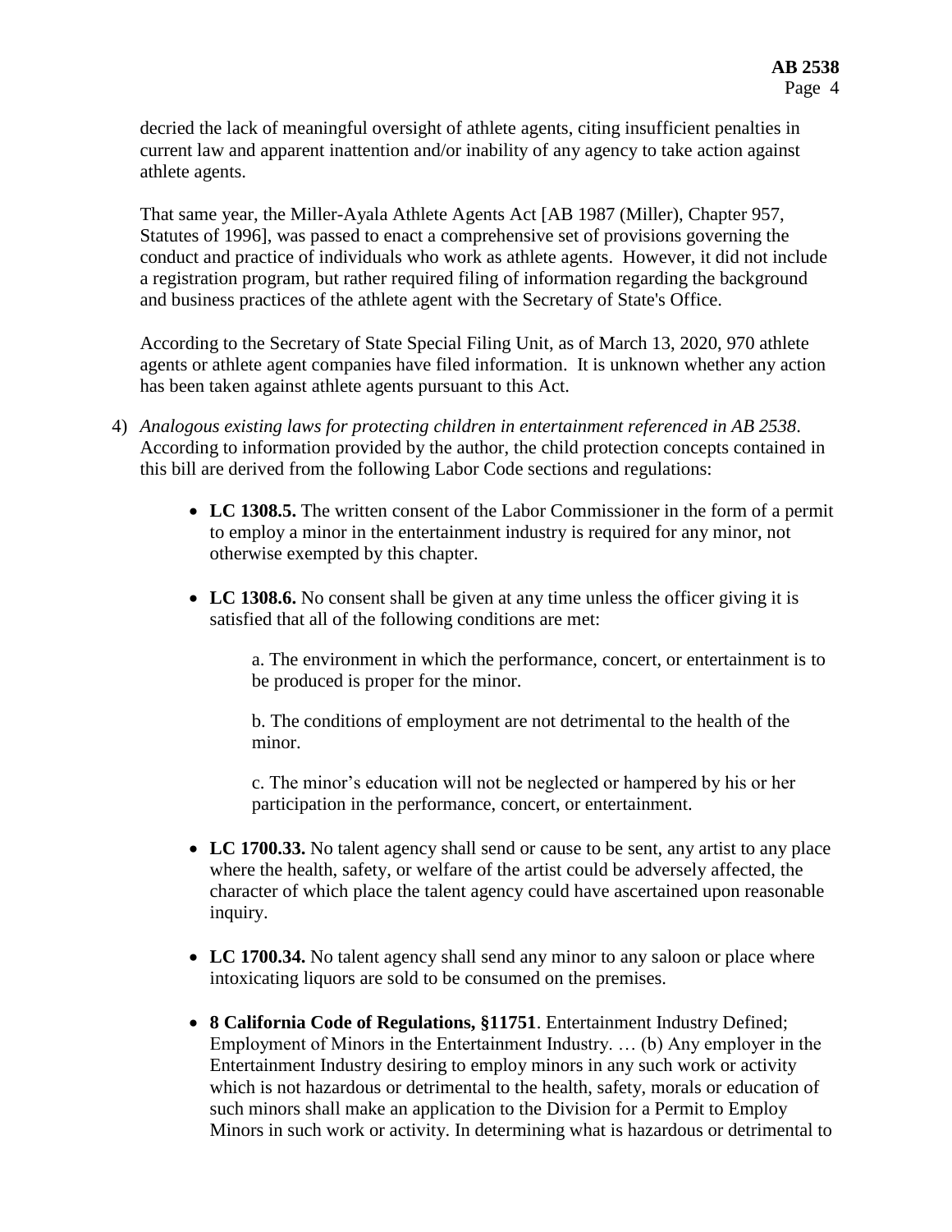decried the lack of meaningful oversight of athlete agents, citing insufficient penalties in current law and apparent inattention and/or inability of any agency to take action against athlete agents.

That same year, the Miller-Ayala Athlete Agents Act [AB 1987 (Miller), Chapter 957, Statutes of 1996], was passed to enact a comprehensive set of provisions governing the conduct and practice of individuals who work as athlete agents. However, it did not include a registration program, but rather required filing of information regarding the background and business practices of the athlete agent with the Secretary of State's Office.

According to the Secretary of State Special Filing Unit, as of March 13, 2020, 970 athlete agents or athlete agent companies have filed information. It is unknown whether any action has been taken against athlete agents pursuant to this Act.

4) *Analogous existing laws for protecting children in entertainment referenced in AB 2538*. According to information provided by the author, the child protection concepts contained in this bill are derived from the following Labor Code sections and regulations:

   - **LC 1308.5.** The written consent of the Labor Commissioner in the form of a permit to employ a minor in the entertainment industry is required for any minor, not otherwise exempted by this chapter.
   - **LC 1308.6.** No consent shall be given at any time unless the officer giving it is satisfied that all of the following conditions are met:

     a. The environment in which the performance, concert, or entertainment is to be produced is proper for the minor.

     b. The conditions of employment are not detrimental to the health of the minor.

     c. The minor's education will not be neglected or hampered by his or her participation in the performance, concert, or entertainment.

   - **LC 1700.33.** No talent agency shall send or cause to be sent, any artist to any place where the health, safety, or welfare of the artist could be adversely affected, the character of which place the talent agency could have ascertained upon reasonable inquiry.
   - **LC 1700.34.** No talent agency shall send any minor to any saloon or place where intoxicating liquors are sold to be consumed on the premises.
   - **8 California Code of Regulations, §11751**. Entertainment Industry Defined; Employment of Minors in the Entertainment Industry. … (b) Any employer in the Entertainment Industry desiring to employ minors in any such work or activity which is not hazardous or detrimental to the health, safety, morals or education of such minors shall make an application to the Division for a Permit to Employ Minors in such work or activity. In determining what is hazardous or detrimental to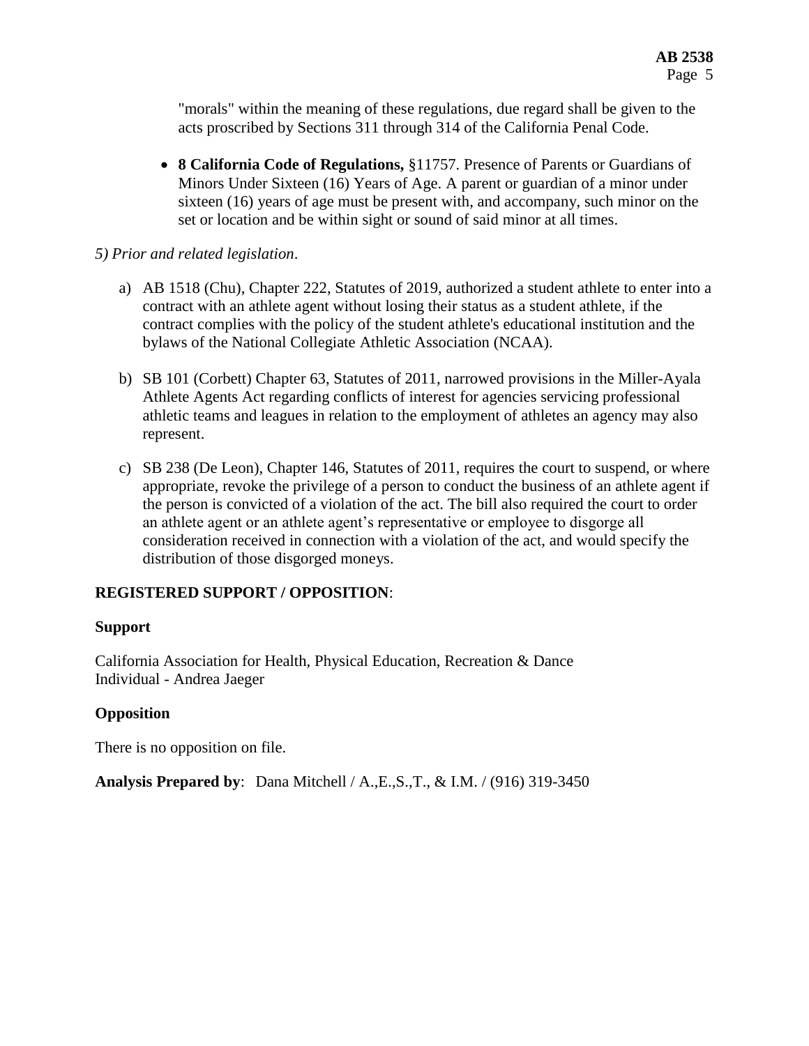"morals" within the meaning of these regulations, due regard shall be given to the acts proscribed by Sections 311 through 314 of the California Penal Code.

- **8 California Code of Regulations,** §11757. Presence of Parents or Guardians of Minors Under Sixteen (16) Years of Age. A parent or guardian of a minor under sixteen (16) years of age must be present with, and accompany, such minor on the set or location and be within sight or sound of said minor at all times.

*5) Prior and related legislation*.

a) AB 1518 (Chu), Chapter 222, Statutes of 2019, authorized a student athlete to enter into a contract with an athlete agent without losing their status as a student athlete, if the contract complies with the policy of the student athlete's educational institution and the bylaws of the National Collegiate Athletic Association (NCAA).

b) SB 101 (Corbett) Chapter 63, Statutes of 2011, narrowed provisions in the Miller-Ayala Athlete Agents Act regarding conflicts of interest for agencies servicing professional athletic teams and leagues in relation to the employment of athletes an agency may also represent.

c) SB 238 (De Leon), Chapter 146, Statutes of 2011, requires the court to suspend, or where appropriate, revoke the privilege of a person to conduct the business of an athlete agent if the person is convicted of a violation of the act. The bill also required the court to order an athlete agent or an athlete agent's representative or employee to disgorge all consideration received in connection with a violation of the act, and would specify the distribution of those disgorged moneys.

**REGISTERED SUPPORT / OPPOSITION**:

**Support**

California Association for Health, Physical Education, Recreation & Dance
Individual - Andrea Jaeger

**Opposition**

There is no opposition on file.

**Analysis Prepared by**: Dana Mitchell / A.,E.,S.,T., & I.M. / (916) 319-3450